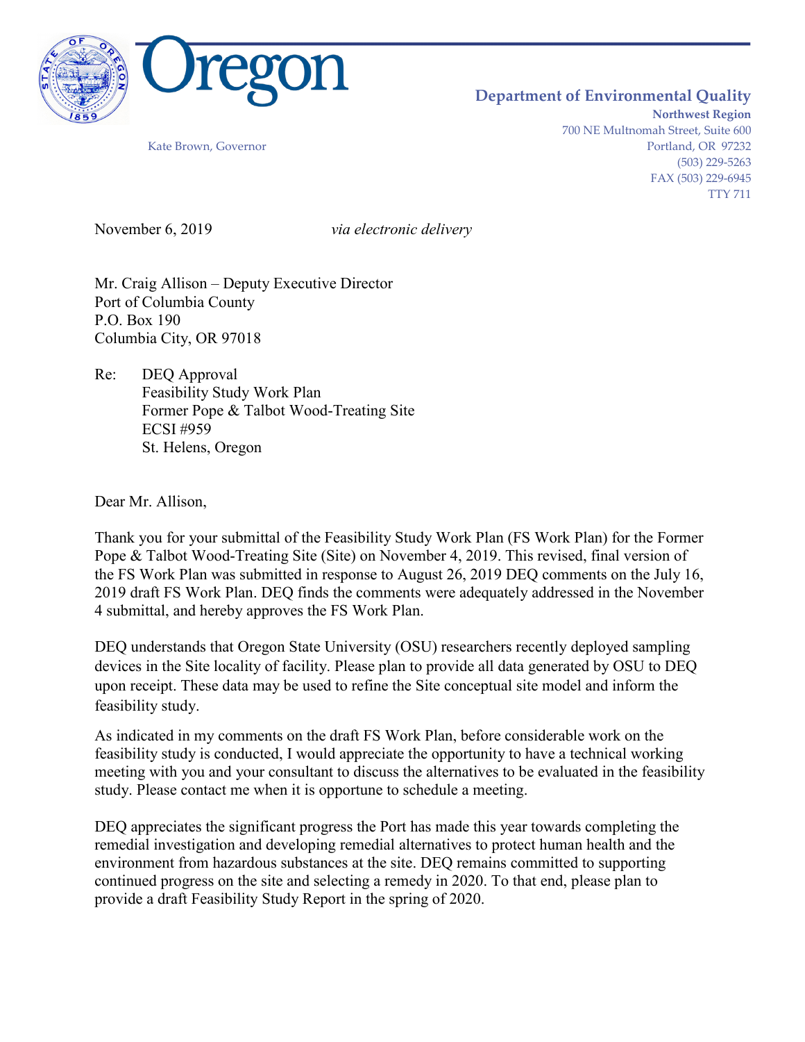Oregon

Kate Brown, Governor

**Department of Environmental Quality**
**Northwest Region**
700 NE Multnomah Street, Suite 600
Portland, OR 97232
(503) 229-5263
FAX (503) 229-6945
TTY 711

November 6, 2019 *via electronic delivery*

Mr. Craig Allison – Deputy Executive Director
Port of Columbia County
P.O. Box 190
Columbia City, OR 97018

Re: DEQ Approval
Feasibility Study Work Plan
Former Pope & Talbot Wood-Treating Site
ECSI #959
St. Helens, Oregon

Dear Mr. Allison,

Thank you for your submittal of the Feasibility Study Work Plan (FS Work Plan) for the Former Pope & Talbot Wood-Treating Site (Site) on November 4, 2019. This revised, final version of the FS Work Plan was submitted in response to August 26, 2019 DEQ comments on the July 16, 2019 draft FS Work Plan. DEQ finds the comments were adequately addressed in the November 4 submittal, and hereby approves the FS Work Plan.

DEQ understands that Oregon State University (OSU) researchers recently deployed sampling devices in the Site locality of facility. Please plan to provide all data generated by OSU to DEQ upon receipt. These data may be used to refine the Site conceptual site model and inform the feasibility study.

As indicated in my comments on the draft FS Work Plan, before considerable work on the feasibility study is conducted, I would appreciate the opportunity to have a technical working meeting with you and your consultant to discuss the alternatives to be evaluated in the feasibility study. Please contact me when it is opportune to schedule a meeting.

DEQ appreciates the significant progress the Port has made this year towards completing the remedial investigation and developing remedial alternatives to protect human health and the environment from hazardous substances at the site. DEQ remains committed to supporting continued progress on the site and selecting a remedy in 2020. To that end, please plan to provide a draft Feasibility Study Report in the spring of 2020.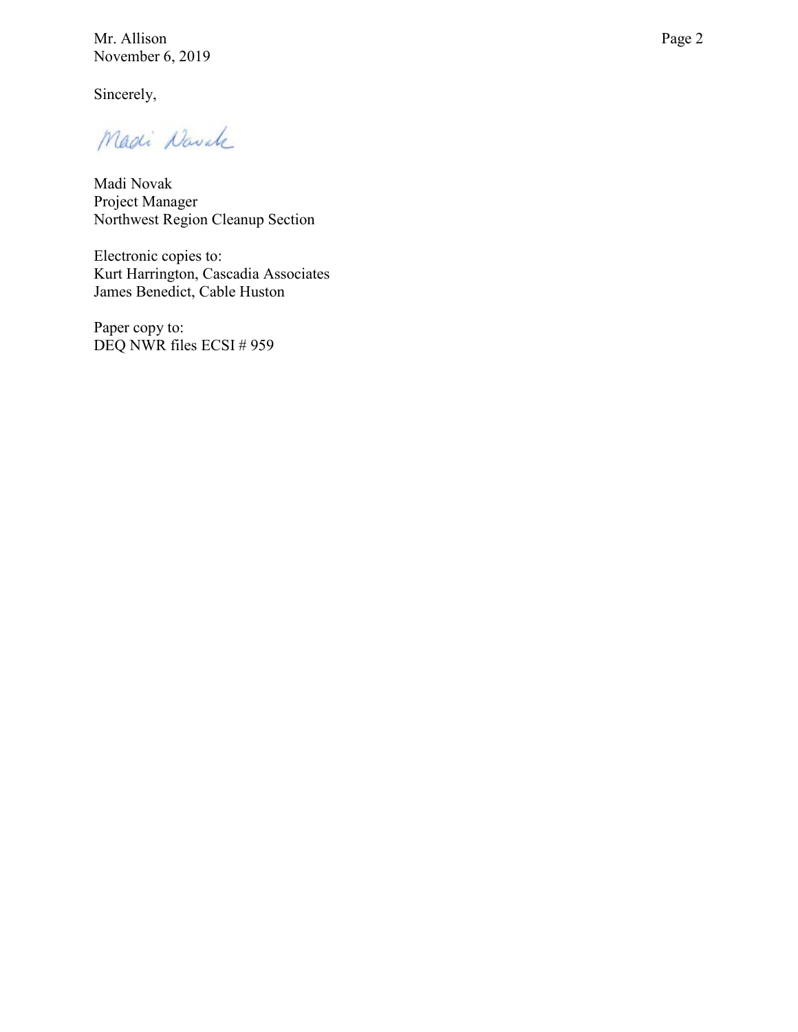Sincerely,

Madi Novak

Madi Novak
Project Manager
Northwest Region Cleanup Section

Electronic copies to:
Kurt Harrington, Cascadia Associates
James Benedict, Cable Huston

Paper copy to:
DEQ NWR files ECSI # 959